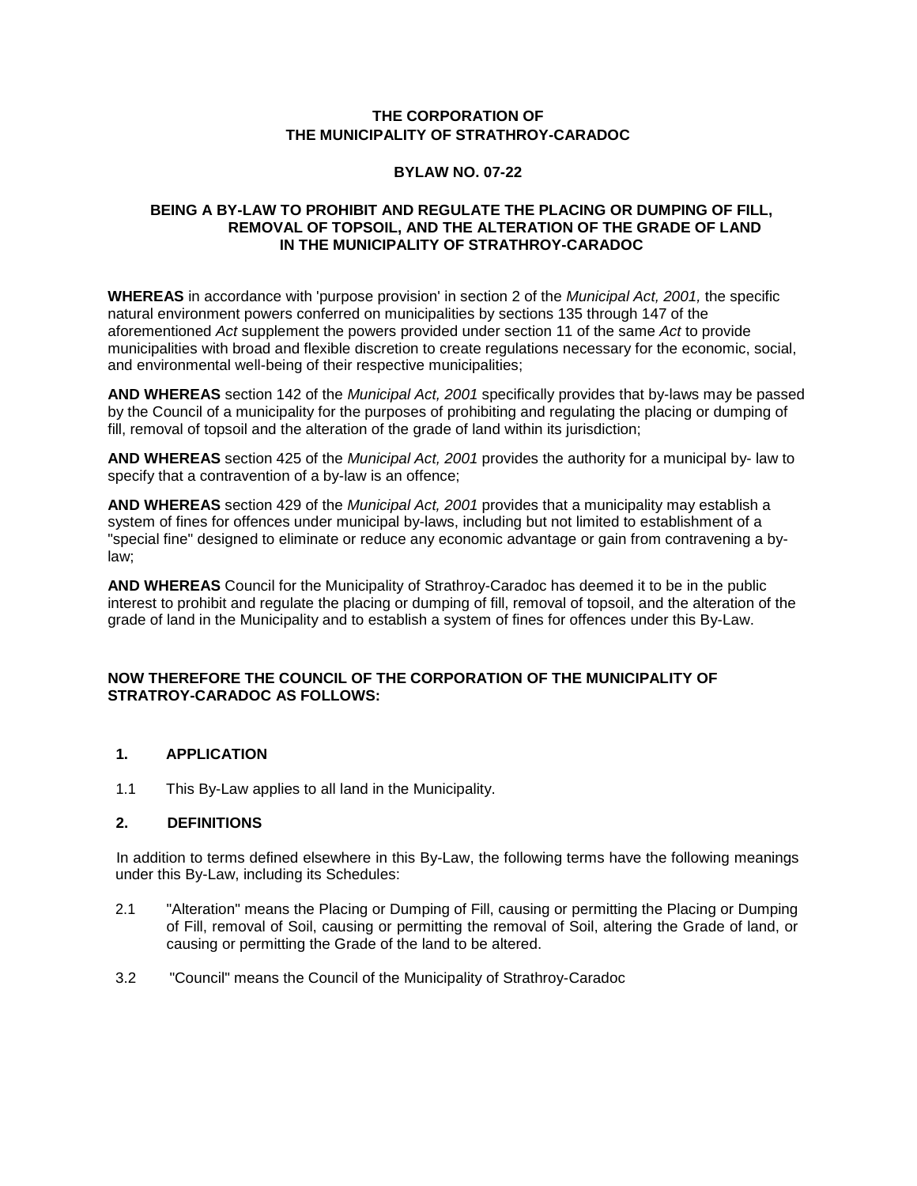**THE CORPORATION OF**
**THE MUNICIPALITY OF STRATHROY-CARADOC**

**BYLAW NO. 07-22**

**BEING A BY-LAW TO PROHIBIT AND REGULATE THE PLACING OR DUMPING OF FILL, REMOVAL OF TOPSOIL, AND THE ALTERATION OF THE GRADE OF LAND IN THE MUNICIPALITY OF STRATHROY-CARADOC**

**WHEREAS** in accordance with 'purpose provision' in section 2 of the *Municipal Act, 2001,* the specific natural environment powers conferred on municipalities by sections 135 through 147 of the aforementioned *Act* supplement the powers provided under section 11 of the same *Act* to provide municipalities with broad and flexible discretion to create regulations necessary for the economic, social, and environmental well-being of their respective municipalities;

**AND WHEREAS** section 142 of the *Municipal Act, 2001* specifically provides that by-laws may be passed by the Council of a municipality for the purposes of prohibiting and regulating the placing or dumping of fill, removal of topsoil and the alteration of the grade of land within its jurisdiction;

**AND WHEREAS** section 425 of the *Municipal Act, 2001* provides the authority for a municipal by- law to specify that a contravention of a by-law is an offence;

**AND WHEREAS** section 429 of the *Municipal Act, 2001* provides that a municipality may establish a system of fines for offences under municipal by-laws, including but not limited to establishment of a "special fine" designed to eliminate or reduce any economic advantage or gain from contravening a by-law;

**AND WHEREAS** Council for the Municipality of Strathroy-Caradoc has deemed it to be in the public interest to prohibit and regulate the placing or dumping of fill, removal of topsoil, and the alteration of the grade of land in the Municipality and to establish a system of fines for offences under this By-Law.

**NOW THEREFORE THE COUNCIL OF THE CORPORATION OF THE MUNICIPALITY OF STRATROY-CARADOC AS FOLLOWS:**

## 1. APPLICATION

1.1 This By-Law applies to all land in the Municipality.

## 2. DEFINITIONS

In addition to terms defined elsewhere in this By-Law, the following terms have the following meanings under this By-Law, including its Schedules:

2.1 "Alteration" means the Placing or Dumping of Fill, causing or permitting the Placing or Dumping of Fill, removal of Soil, causing or permitting the removal of Soil, altering the Grade of land, or causing or permitting the Grade of the land to be altered.

3.2 "Council" means the Council of the Municipality of Strathroy-Caradoc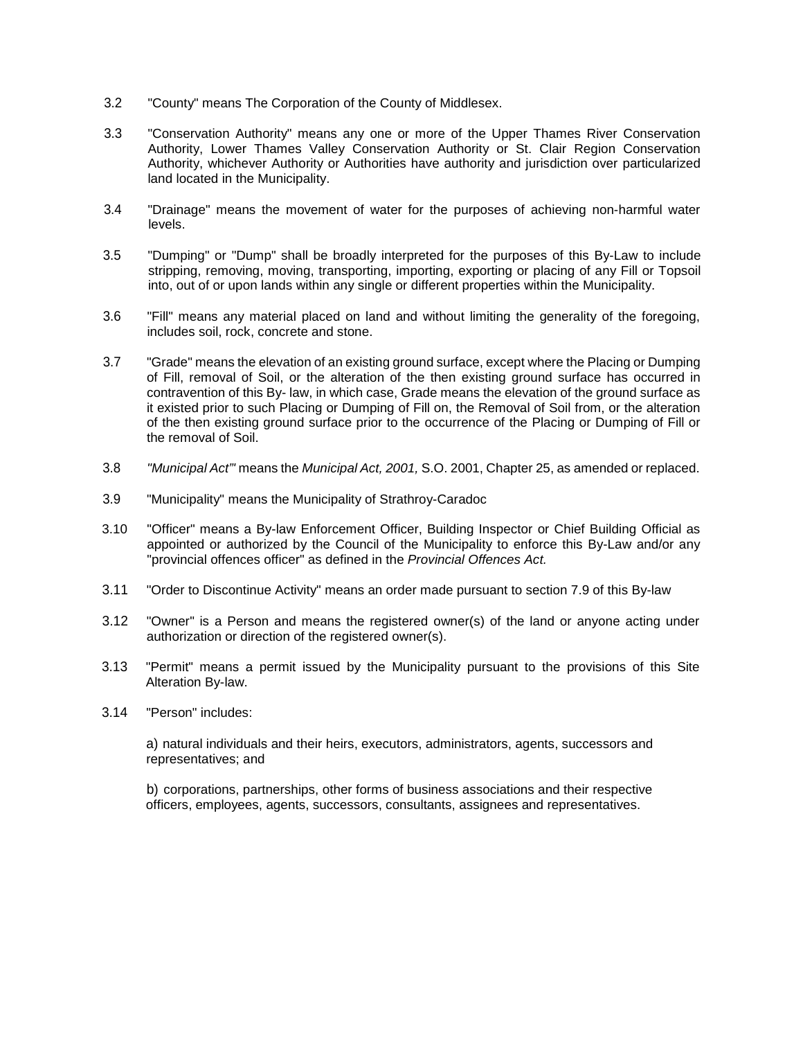3.2 "County" means The Corporation of the County of Middlesex.

3.3 "Conservation Authority" means any one or more of the Upper Thames River Conservation Authority, Lower Thames Valley Conservation Authority or St. Clair Region Conservation Authority, whichever Authority or Authorities have authority and jurisdiction over particularized land located in the Municipality.

3.4 "Drainage" means the movement of water for the purposes of achieving non-harmful water levels.

3.5 "Dumping" or "Dump" shall be broadly interpreted for the purposes of this By-Law to include stripping, removing, moving, transporting, importing, exporting or placing of any Fill or Topsoil into, out of or upon lands within any single or different properties within the Municipality.

3.6 "Fill" means any material placed on land and without limiting the generality of the foregoing, includes soil, rock, concrete and stone.

3.7 "Grade" means the elevation of an existing ground surface, except where the Placing or Dumping of Fill, removal of Soil, or the alteration of the then existing ground surface has occurred in contravention of this By- law, in which case, Grade means the elevation of the ground surface as it existed prior to such Placing or Dumping of Fill on, the Removal of Soil from, or the alteration of the then existing ground surface prior to the occurrence of the Placing or Dumping of Fill or the removal of Soil.

3.8 *"Municipal Act"'* means the *Municipal Act, 2001,* S.O. 2001, Chapter 25, as amended or replaced.

3.9 "Municipality" means the Municipality of Strathroy-Caradoc

3.10 "Officer" means a By-law Enforcement Officer, Building Inspector or Chief Building Official as appointed or authorized by the Council of the Municipality to enforce this By-Law and/or any "provincial offences officer" as defined in the *Provincial Offences Act.*

3.11 "Order to Discontinue Activity" means an order made pursuant to section 7.9 of this By-law

3.12 "Owner" is a Person and means the registered owner(s) of the land or anyone acting under authorization or direction of the registered owner(s).

3.13 "Permit" means a permit issued by the Municipality pursuant to the provisions of this Site Alteration By-law.

3.14 "Person" includes:

a) natural individuals and their heirs, executors, administrators, agents, successors and representatives; and

b) corporations, partnerships, other forms of business associations and their respective officers, employees, agents, successors, consultants, assignees and representatives.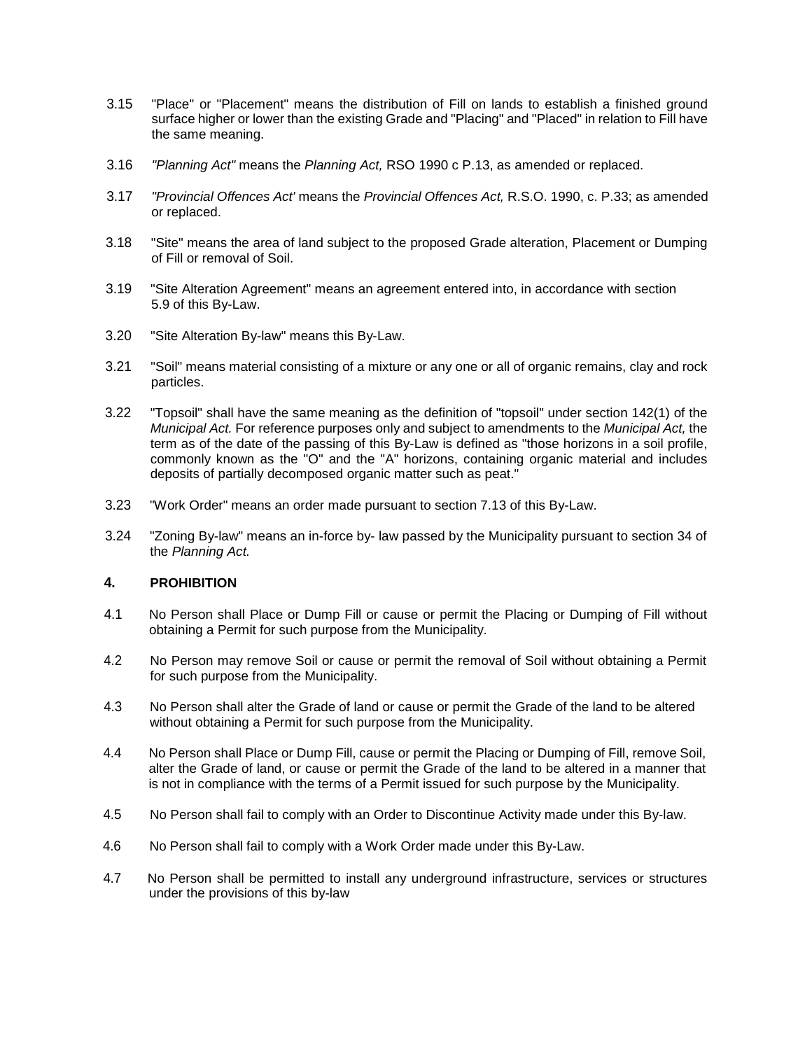3.15 "Place" or "Placement" means the distribution of Fill on lands to establish a finished ground surface higher or lower than the existing Grade and "Placing" and "Placed" in relation to Fill have the same meaning.

3.16 *"Planning Act"* means the *Planning Act,* RSO 1990 c P.13, as amended or replaced.

3.17 *"Provincial Offences Act'* means the *Provincial Offences Act,* R.S.O. 1990, c. P.33; as amended or replaced.

3.18 "Site" means the area of land subject to the proposed Grade alteration, Placement or Dumping of Fill or removal of Soil.

3.19 "Site Alteration Agreement" means an agreement entered into, in accordance with section 5.9 of this By-Law.

3.20 "Site Alteration By-law" means this By-Law.

3.21 "Soil" means material consisting of a mixture or any one or all of organic remains, clay and rock particles.

3.22 "Topsoil" shall have the same meaning as the definition of "topsoil" under section 142(1) of the *Municipal Act.* For reference purposes only and subject to amendments to the *Municipal Act,* the term as of the date of the passing of this By-Law is defined as "those horizons in a soil profile, commonly known as the "O" and the "A" horizons, containing organic material and includes deposits of partially decomposed organic matter such as peat."

3.23 "Work Order" means an order made pursuant to section 7.13 of this By-Law.

3.24 "Zoning By-law" means an in-force by- law passed by the Municipality pursuant to section 34 of the *Planning Act.*

## 4. PROHIBITION

4.1 No Person shall Place or Dump Fill or cause or permit the Placing or Dumping of Fill without obtaining a Permit for such purpose from the Municipality.

4.2 No Person may remove Soil or cause or permit the removal of Soil without obtaining a Permit for such purpose from the Municipality.

4.3 No Person shall alter the Grade of land or cause or permit the Grade of the land to be altered without obtaining a Permit for such purpose from the Municipality.

4.4 No Person shall Place or Dump Fill, cause or permit the Placing or Dumping of Fill, remove Soil, alter the Grade of land, or cause or permit the Grade of the land to be altered in a manner that is not in compliance with the terms of a Permit issued for such purpose by the Municipality.

4.5 No Person shall fail to comply with an Order to Discontinue Activity made under this By-law.

4.6 No Person shall fail to comply with a Work Order made under this By-Law.

4.7 No Person shall be permitted to install any underground infrastructure, services or structures under the provisions of this by-law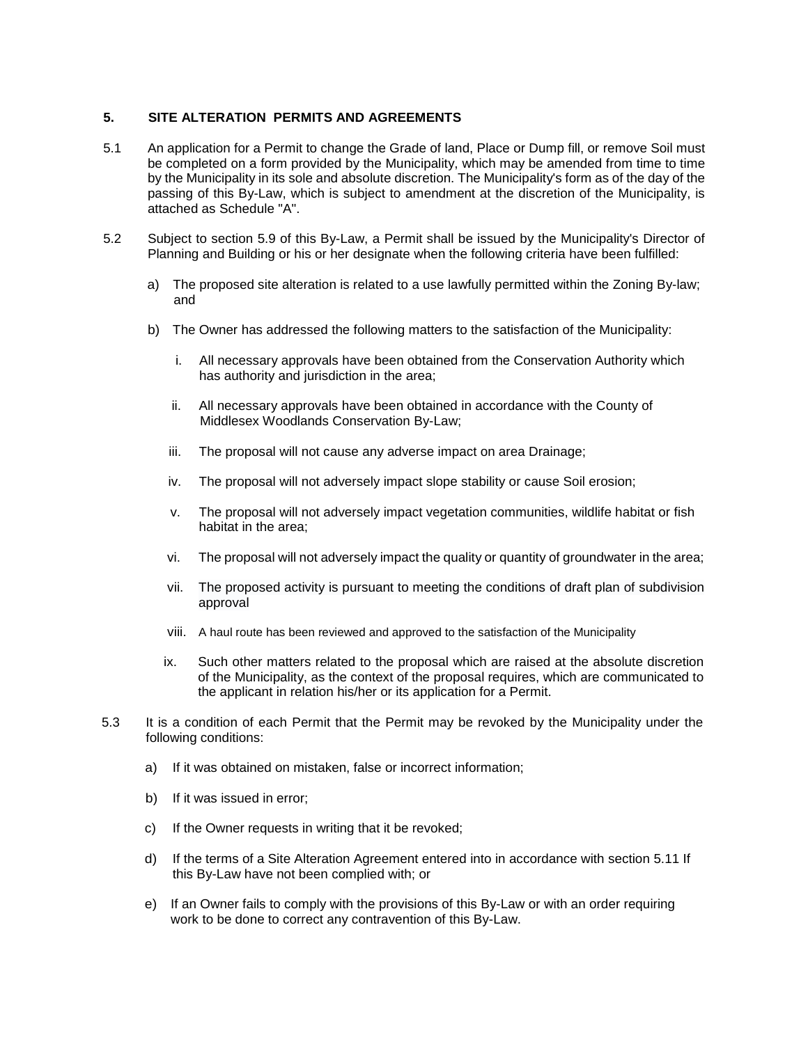## 5. SITE ALTERATION PERMITS AND AGREEMENTS

5.1 An application for a Permit to change the Grade of land, Place or Dump fill, or remove Soil must be completed on a form provided by the Municipality, which may be amended from time to time by the Municipality in its sole and absolute discretion. The Municipality's form as of the day of the passing of this By-Law, which is subject to amendment at the discretion of the Municipality, is attached as Schedule "A".

5.2 Subject to section 5.9 of this By-Law, a Permit shall be issued by the Municipality's Director of Planning and Building or his or her designate when the following criteria have been fulfilled:

a) The proposed site alteration is related to a use lawfully permitted within the Zoning By-law; and

b) The Owner has addressed the following matters to the satisfaction of the Municipality:

i. All necessary approvals have been obtained from the Conservation Authority which has authority and jurisdiction in the area;

ii. All necessary approvals have been obtained in accordance with the County of Middlesex Woodlands Conservation By-Law;

iii. The proposal will not cause any adverse impact on area Drainage;

iv. The proposal will not adversely impact slope stability or cause Soil erosion;

v. The proposal will not adversely impact vegetation communities, wildlife habitat or fish habitat in the area;

vi. The proposal will not adversely impact the quality or quantity of groundwater in the area;

vii. The proposed activity is pursuant to meeting the conditions of draft plan of subdivision approval

viii. A haul route has been reviewed and approved to the satisfaction of the Municipality

ix. Such other matters related to the proposal which are raised at the absolute discretion of the Municipality, as the context of the proposal requires, which are communicated to the applicant in relation his/her or its application for a Permit.

5.3 It is a condition of each Permit that the Permit may be revoked by the Municipality under the following conditions:

a) If it was obtained on mistaken, false or incorrect information;

b) If it was issued in error;

c) If the Owner requests in writing that it be revoked;

d) If the terms of a Site Alteration Agreement entered into in accordance with section 5.11 If this By-Law have not been complied with; or

e) If an Owner fails to comply with the provisions of this By-Law or with an order requiring work to be done to correct any contravention of this By-Law.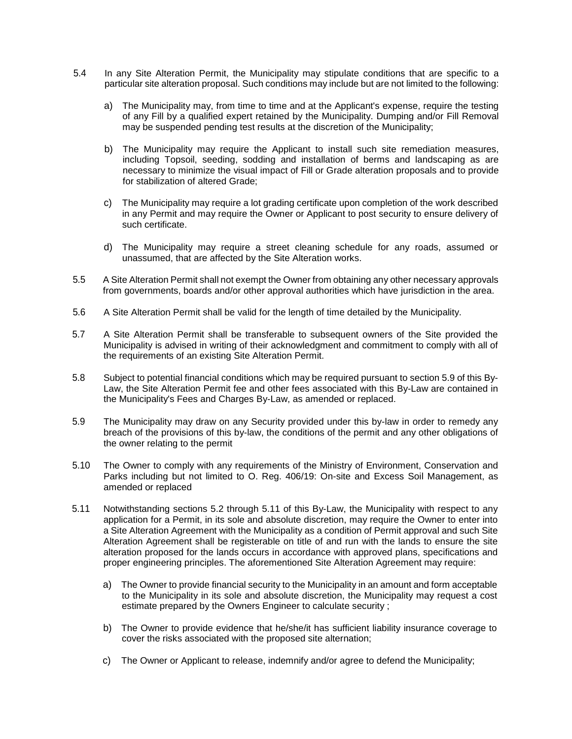5.4 In any Site Alteration Permit, the Municipality may stipulate conditions that are specific to a particular site alteration proposal. Such conditions may include but are not limited to the following:

a) The Municipality may, from time to time and at the Applicant's expense, require the testing of any Fill by a qualified expert retained by the Municipality. Dumping and/or Fill Removal may be suspended pending test results at the discretion of the Municipality;

b) The Municipality may require the Applicant to install such site remediation measures, including Topsoil, seeding, sodding and installation of berms and landscaping as are necessary to minimize the visual impact of Fill or Grade alteration proposals and to provide for stabilization of altered Grade;

c) The Municipality may require a lot grading certificate upon completion of the work described in any Permit and may require the Owner or Applicant to post security to ensure delivery of such certificate.

d) The Municipality may require a street cleaning schedule for any roads, assumed or unassumed, that are affected by the Site Alteration works.

5.5 A Site Alteration Permit shall not exempt the Owner from obtaining any other necessary approvals from governments, boards and/or other approval authorities which have jurisdiction in the area.

5.6 A Site Alteration Permit shall be valid for the length of time detailed by the Municipality.

5.7 A Site Alteration Permit shall be transferable to subsequent owners of the Site provided the Municipality is advised in writing of their acknowledgment and commitment to comply with all of the requirements of an existing Site Alteration Permit.

5.8 Subject to potential financial conditions which may be required pursuant to section 5.9 of this By-Law, the Site Alteration Permit fee and other fees associated with this By-Law are contained in the Municipality's Fees and Charges By-Law, as amended or replaced.

5.9 The Municipality may draw on any Security provided under this by-law in order to remedy any breach of the provisions of this by-law, the conditions of the permit and any other obligations of the owner relating to the permit

5.10 The Owner to comply with any requirements of the Ministry of Environment, Conservation and Parks including but not limited to O. Reg. 406/19: On-site and Excess Soil Management, as amended or replaced

5.11 Notwithstanding sections 5.2 through 5.11 of this By-Law, the Municipality with respect to any application for a Permit, in its sole and absolute discretion, may require the Owner to enter into a Site Alteration Agreement with the Municipality as a condition of Permit approval and such Site Alteration Agreement shall be registerable on title of and run with the lands to ensure the site alteration proposed for the lands occurs in accordance with approved plans, specifications and proper engineering principles. The aforementioned Site Alteration Agreement may require:

a) The Owner to provide financial security to the Municipality in an amount and form acceptable to the Municipality in its sole and absolute discretion, the Municipality may request a cost estimate prepared by the Owners Engineer to calculate security ;

b) The Owner to provide evidence that he/she/it has sufficient liability insurance coverage to cover the risks associated with the proposed site alternation;

c) The Owner or Applicant to release, indemnify and/or agree to defend the Municipality;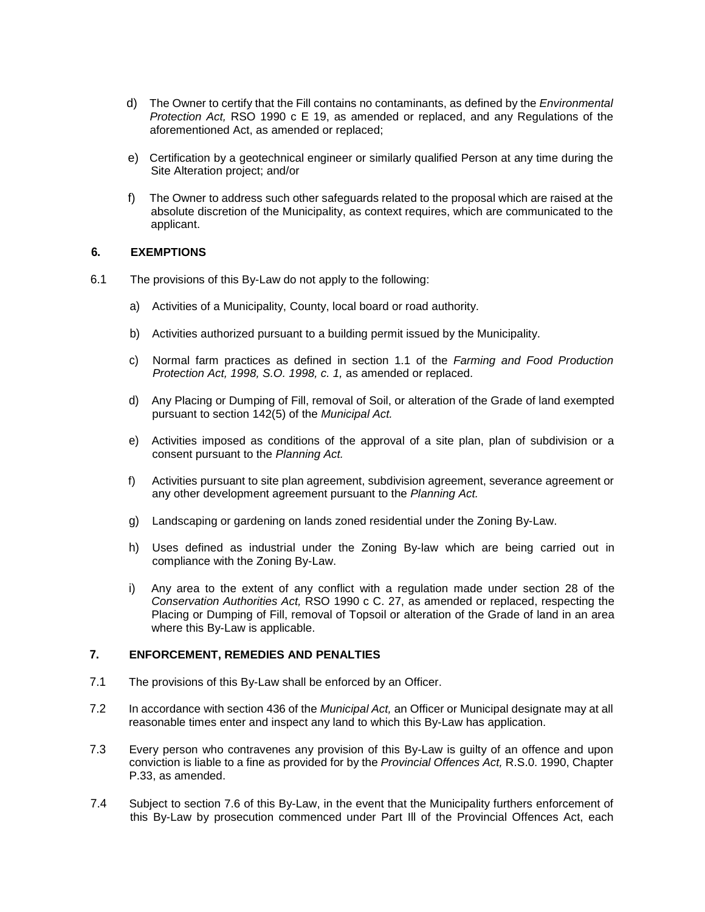d) The Owner to certify that the Fill contains no contaminants, as defined by the *Environmental Protection Act,* RSO 1990 c E 19, as amended or replaced, and any Regulations of the aforementioned Act, as amended or replaced;

e) Certification by a geotechnical engineer or similarly qualified Person at any time during the Site Alteration project; and/or

f) The Owner to address such other safeguards related to the proposal which are raised at the absolute discretion of the Municipality, as context requires, which are communicated to the applicant.

## 6. EXEMPTIONS

6.1 The provisions of this By-Law do not apply to the following:

a) Activities of a Municipality, County, local board or road authority.

b) Activities authorized pursuant to a building permit issued by the Municipality.

c) Normal farm practices as defined in section 1.1 of the *Farming and Food Production Protection Act, 1998, S.O. 1998, c. 1,* as amended or replaced.

d) Any Placing or Dumping of Fill, removal of Soil, or alteration of the Grade of land exempted pursuant to section 142(5) of the *Municipal Act.*

e) Activities imposed as conditions of the approval of a site plan, plan of subdivision or a consent pursuant to the *Planning Act.*

f) Activities pursuant to site plan agreement, subdivision agreement, severance agreement or any other development agreement pursuant to the *Planning Act.*

g) Landscaping or gardening on lands zoned residential under the Zoning By-Law.

h) Uses defined as industrial under the Zoning By-law which are being carried out in compliance with the Zoning By-Law.

i) Any area to the extent of any conflict with a regulation made under section 28 of the *Conservation Authorities Act,* RSO 1990 c C. 27, as amended or replaced, respecting the Placing or Dumping of Fill, removal of Topsoil or alteration of the Grade of land in an area where this By-Law is applicable.

## 7. ENFORCEMENT, REMEDIES AND PENALTIES

7.1 The provisions of this By-Law shall be enforced by an Officer.

7.2 In accordance with section 436 of the *Municipal Act,* an Officer or Municipal designate may at all reasonable times enter and inspect any land to which this By-Law has application.

7.3 Every person who contravenes any provision of this By-Law is guilty of an offence and upon conviction is liable to a fine as provided for by the *Provincial Offences Act,* R.S.0. 1990, Chapter P.33, as amended.

7.4 Subject to section 7.6 of this By-Law, in the event that the Municipality furthers enforcement of this By-Law by prosecution commenced under Part Ill of the Provincial Offences Act, each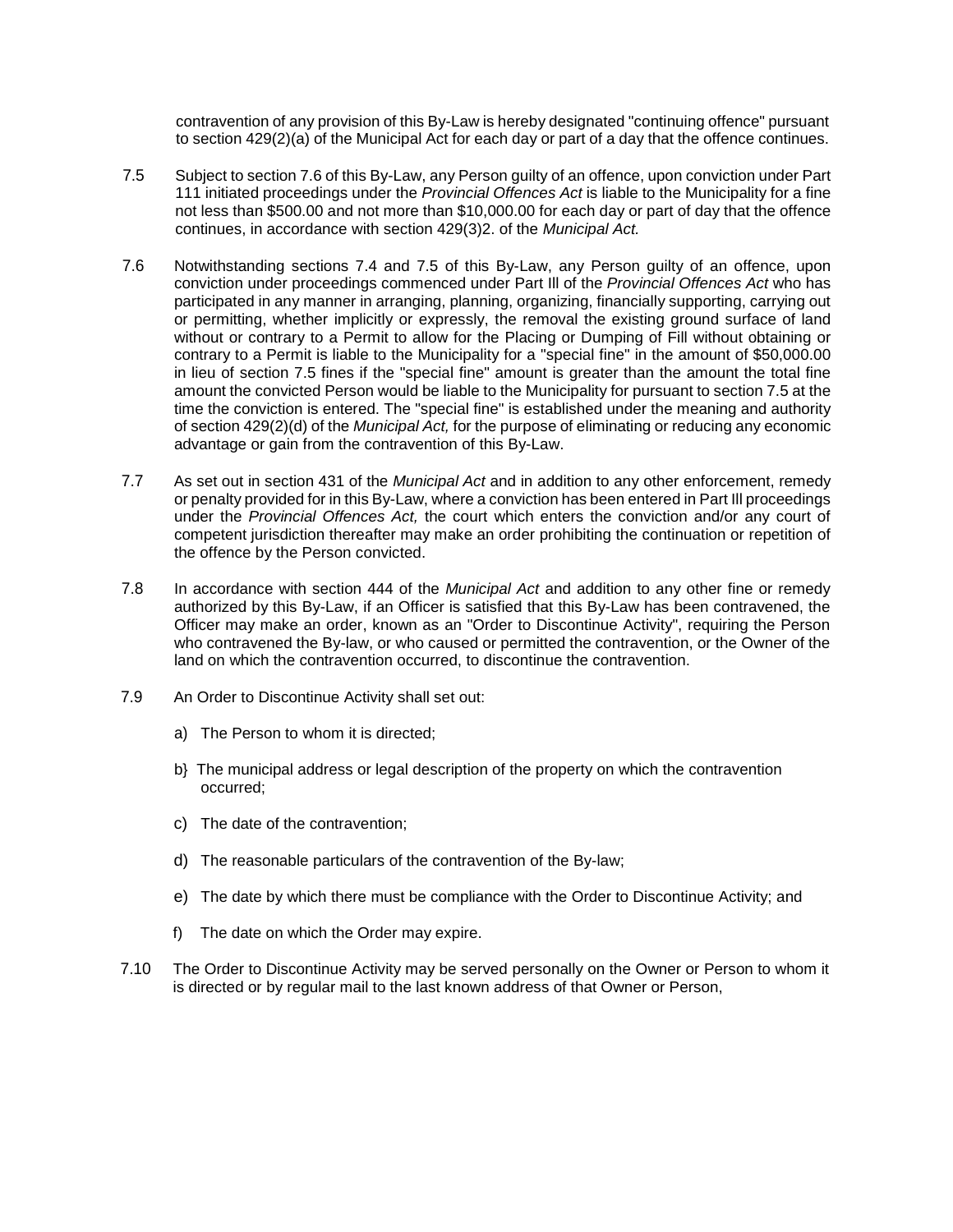contravention of any provision of this By-Law is hereby designated "continuing offence" pursuant to section 429(2)(a) of the Municipal Act for each day or part of a day that the offence continues.

7.5 Subject to section 7.6 of this By-Law, any Person guilty of an offence, upon conviction under Part 111 initiated proceedings under the *Provincial Offences Act* is liable to the Municipality for a fine not less than $500.00 and not more than $10,000.00 for each day or part of day that the offence continues, in accordance with section 429(3)2. of the *Municipal Act.*

7.6 Notwithstanding sections 7.4 and 7.5 of this By-Law, any Person guilty of an offence, upon conviction under proceedings commenced under Part Ill of the *Provincial Offences Act* who has participated in any manner in arranging, planning, organizing, financially supporting, carrying out or permitting, whether implicitly or expressly, the removal the existing ground surface of land without or contrary to a Permit to allow for the Placing or Dumping of Fill without obtaining or contrary to a Permit is liable to the Municipality for a "special fine" in the amount of $50,000.00 in lieu of section 7.5 fines if the "special fine" amount is greater than the amount the total fine amount the convicted Person would be liable to the Municipality for pursuant to section 7.5 at the time the conviction is entered. The "special fine" is established under the meaning and authority of section 429(2)(d) of the *Municipal Act,* for the purpose of eliminating or reducing any economic advantage or gain from the contravention of this By-Law.

7.7 As set out in section 431 of the *Municipal Act* and in addition to any other enforcement, remedy or penalty provided for in this By-Law, where a conviction has been entered in Part Ill proceedings under the *Provincial Offences Act,* the court which enters the conviction and/or any court of competent jurisdiction thereafter may make an order prohibiting the continuation or repetition of the offence by the Person convicted.

7.8 In accordance with section 444 of the *Municipal Act* and addition to any other fine or remedy authorized by this By-Law, if an Officer is satisfied that this By-Law has been contravened, the Officer may make an order, known as an "Order to Discontinue Activity", requiring the Person who contravened the By-law, or who caused or permitted the contravention, or the Owner of the land on which the contravention occurred, to discontinue the contravention.

7.9 An Order to Discontinue Activity shall set out:

a) The Person to whom it is directed;

b} The municipal address or legal description of the property on which the contravention occurred;

c) The date of the contravention;

d) The reasonable particulars of the contravention of the By-law;

e) The date by which there must be compliance with the Order to Discontinue Activity; and

f) The date on which the Order may expire.

7.10 The Order to Discontinue Activity may be served personally on the Owner or Person to whom it is directed or by regular mail to the last known address of that Owner or Person,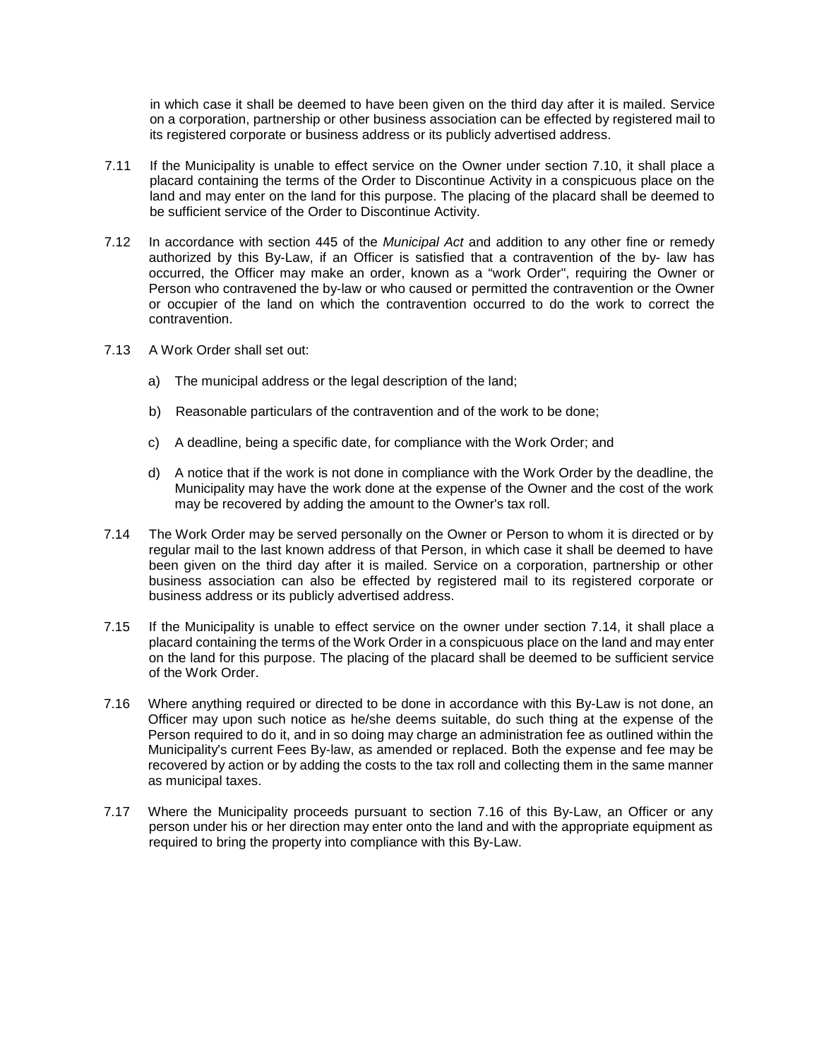in which case it shall be deemed to have been given on the third day after it is mailed. Service on a corporation, partnership or other business association can be effected by registered mail to its registered corporate or business address or its publicly advertised address.

7.11 If the Municipality is unable to effect service on the Owner under section 7.10, it shall place a placard containing the terms of the Order to Discontinue Activity in a conspicuous place on the land and may enter on the land for this purpose. The placing of the placard shall be deemed to be sufficient service of the Order to Discontinue Activity.

7.12 In accordance with section 445 of the *Municipal Act* and addition to any other fine or remedy authorized by this By-Law, if an Officer is satisfied that a contravention of the by- law has occurred, the Officer may make an order, known as a "work Order", requiring the Owner or Person who contravened the by-law or who caused or permitted the contravention or the Owner or occupier of the land on which the contravention occurred to do the work to correct the contravention.

7.13 A Work Order shall set out:

a) The municipal address or the legal description of the land;

b) Reasonable particulars of the contravention and of the work to be done;

c) A deadline, being a specific date, for compliance with the Work Order; and

d) A notice that if the work is not done in compliance with the Work Order by the deadline, the Municipality may have the work done at the expense of the Owner and the cost of the work may be recovered by adding the amount to the Owner's tax roll.

7.14 The Work Order may be served personally on the Owner or Person to whom it is directed or by regular mail to the last known address of that Person, in which case it shall be deemed to have been given on the third day after it is mailed. Service on a corporation, partnership or other business association can also be effected by registered mail to its registered corporate or business address or its publicly advertised address.

7.15 If the Municipality is unable to effect service on the owner under section 7.14, it shall place a placard containing the terms of the Work Order in a conspicuous place on the land and may enter on the land for this purpose. The placing of the placard shall be deemed to be sufficient service of the Work Order.

7.16 Where anything required or directed to be done in accordance with this By-Law is not done, an Officer may upon such notice as he/she deems suitable, do such thing at the expense of the Person required to do it, and in so doing may charge an administration fee as outlined within the Municipality's current Fees By-law, as amended or replaced. Both the expense and fee may be recovered by action or by adding the costs to the tax roll and collecting them in the same manner as municipal taxes.

7.17 Where the Municipality proceeds pursuant to section 7.16 of this By-Law, an Officer or any person under his or her direction may enter onto the land and with the appropriate equipment as required to bring the property into compliance with this By-Law.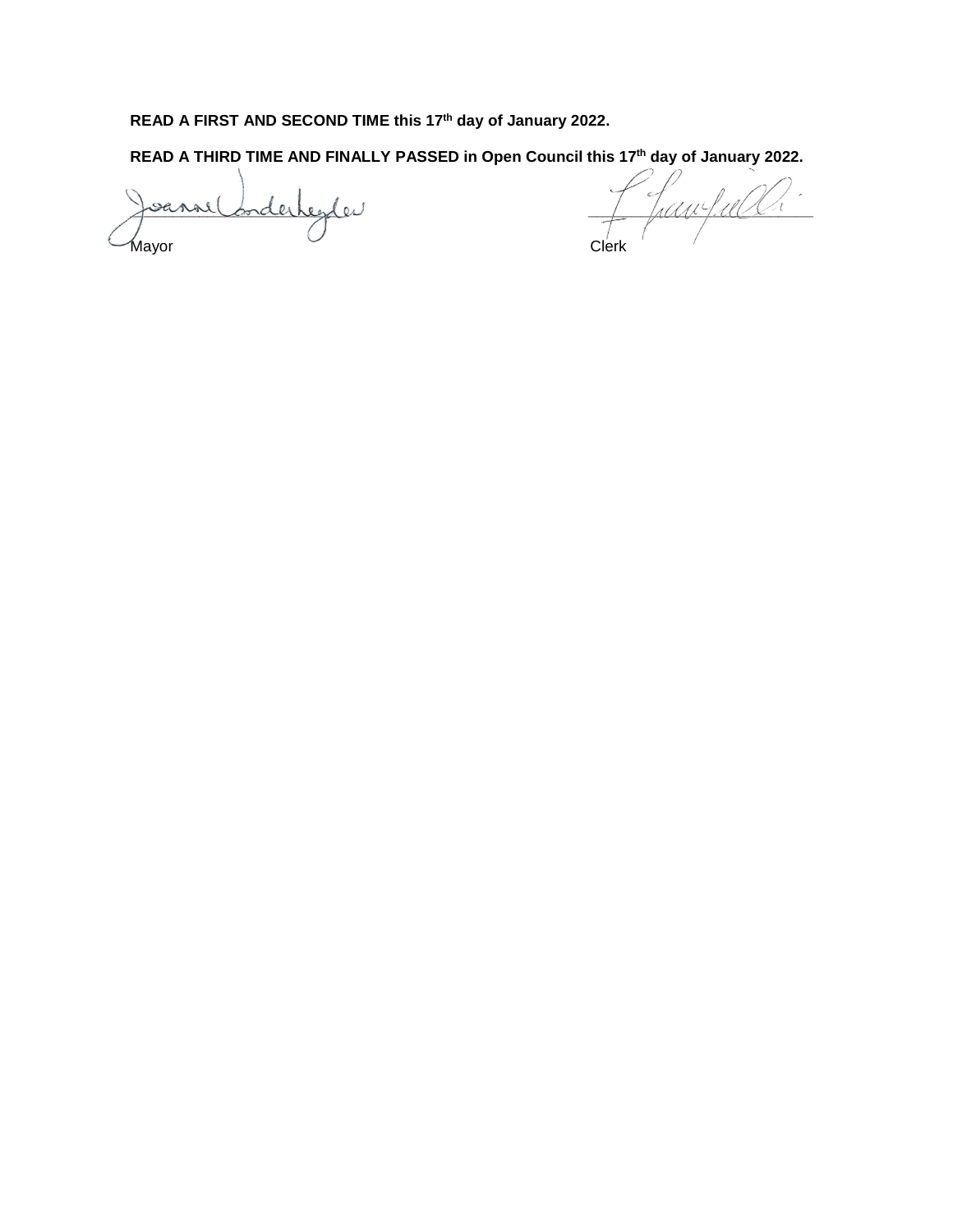**READ A FIRST AND SECOND TIME this 17th day of January 2022.**

**READ A THIRD TIME AND FINALLY PASSED in Open Council this 17th day of January 2022.**

Mayor

Clerk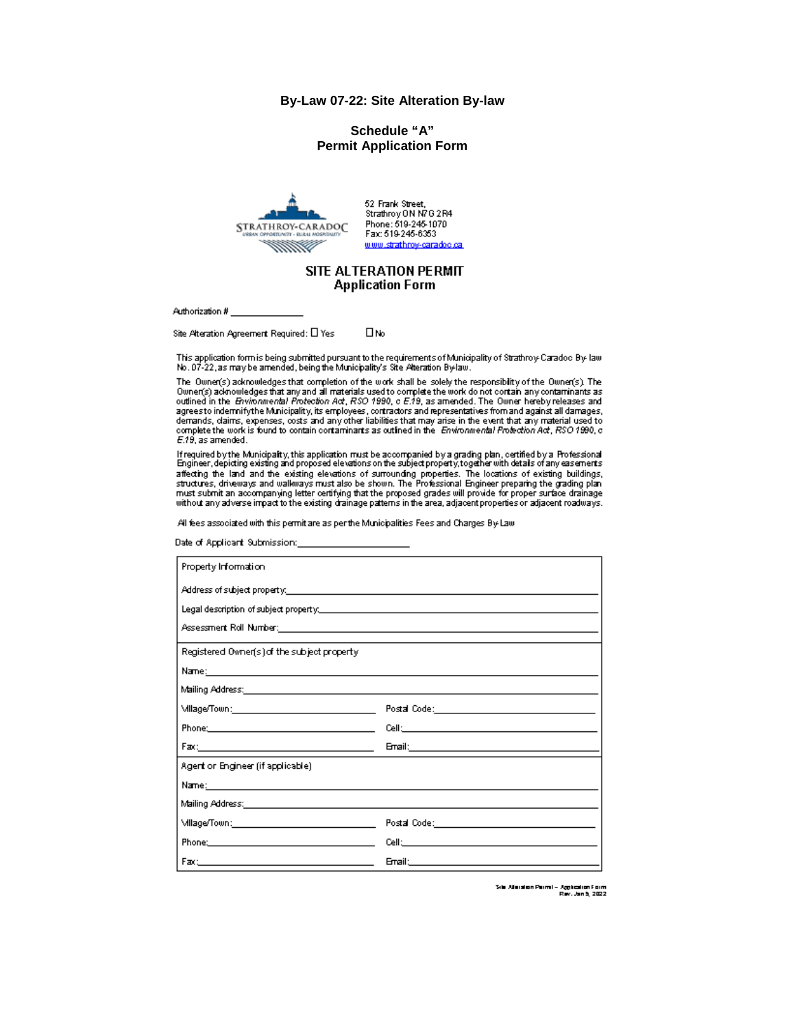# By-Law 07-22: Site Alteration By-law

## Schedule "A"
## Permit Application Form

STRATHROY-CARADOC
URBAN OPPORTUNITY · RURAL HOSPITALITY

52 Frank Street,
Strathroy ON N7G 2R4
Phone: 519-245-1070
Fax: 519-245-6353
www.strathroy-caradoc.ca

## SITE ALTERATION PERMIT
### Application Form

Authorization # _______________

Site Alteration Agreement Required: ☐ Yes ☐ No

This application form is being submitted pursuant to the requirements of Municipality of Strathroy-Caradoc By-law No. 07-22, as may be amended, being the Municipality's Site Alteration By-law.

The Owner(s) acknowledges that completion of the work shall be solely the responsibility of the Owner(s). The Owner(s) acknowledges that any and all materials used to complete the work do not contain any contaminants as outlined in the *Environmental Protection Act, RSO 1990, c E.19*, as amended. The Owner hereby releases and agrees to indemnify the Municipality, its employees, contractors and representatives from and against all damages, demands, claims, expenses, costs and any other liabilities that may arise in the event that any material used to complete the work is found to contain contaminants as outlined in the *Environmental Protection Act, RSO 1990, c E.19*, as amended.

If required by the Municipality, this application must be accompanied by a grading plan, certified by a Professional Engineer, depicting existing and proposed elevations on the subject property, together with details of any easements affecting the land and the existing elevations of surrounding properties. The locations of existing buildings, structures, driveways and walkways must also be shown. The Professional Engineer preparing the grading plan must submit an accompanying letter certifying that the proposed grades will provide for proper surface drainage without any adverse impact to the existing drainage patterns in the area, adjacent properties or adjacent roadways.

All fees associated with this permit are as per the Municipalities Fees and Charges By-Law

Date of Applicant Submission: ______________________

| Property Information | |
|---|---|
| Address of subject property: | |
| Legal description of subject property: | |
| Assessment Roll Number: | |
| **Registered Owner(s) of the subject property** | |
| Name: | |
| Mailing Address: | |
| Village/Town: | Postal Code: |
| Phone: | Cell: |
| Fax: | Email: |
| **Agent or Engineer (if applicable)** | |
| Name: | |
| Mailing Address: | |
| Village/Town: | Postal Code: |
| Phone: | Cell: |
| Fax: | Email: |

Site Alteration Permit – Application Form
Rev. Jan 5, 2022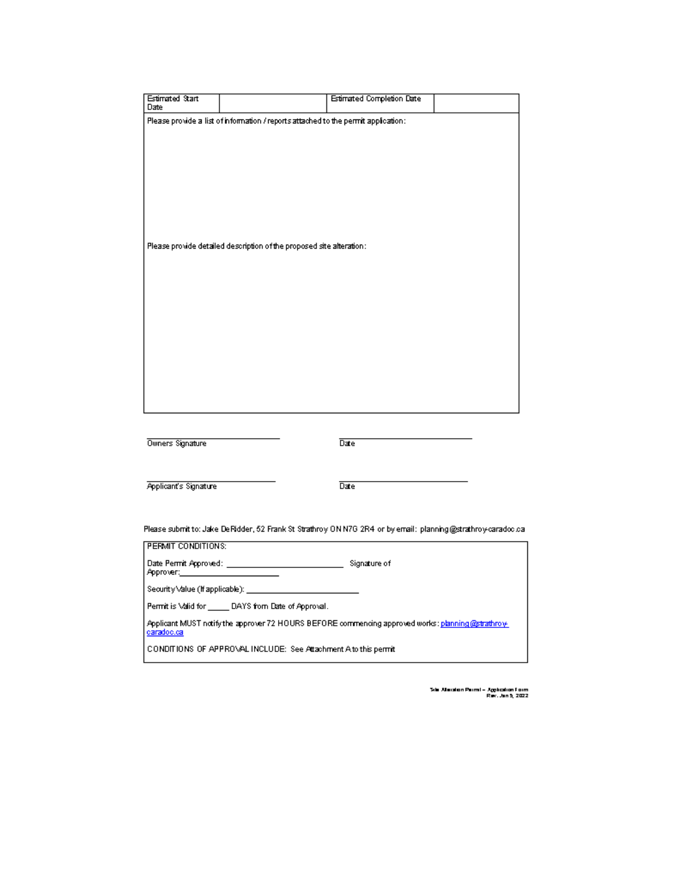| Estimated Start Date | | Estimated Completion Date | |
|---|---|---|---|
| Please provide a list of information / reports attached to the permit application: | | | |
| Please provide detailed description of the proposed site alteration: | | | |

_____________________________ _____________________________
Owners Signature Date

_____________________________ _____________________________
Applicant's Signature Date

Please submit to: Jake DeRidder, 52 Frank St Strathroy ON N7G 2R4 or by email: planning@strathroy-caradoc.ca

| PERMIT CONDITIONS: |
|---|
| Date Permit Approved: _________________________ Signature of Approver:______________ |
| Security Value (If applicable): _________________________ |
| Permit is Valid for _____ DAYS from Date of Approval. |
| Applicant MUST notify the approver 72 HOURS BEFORE commencing approved works: planning@strathroy-caradoc.ca |
| CONDITIONS OF APPROVAL INCLUDE: See Attachment A to this permit |

Site Alteration Permit – Application Form
Rev. Jan 5, 2022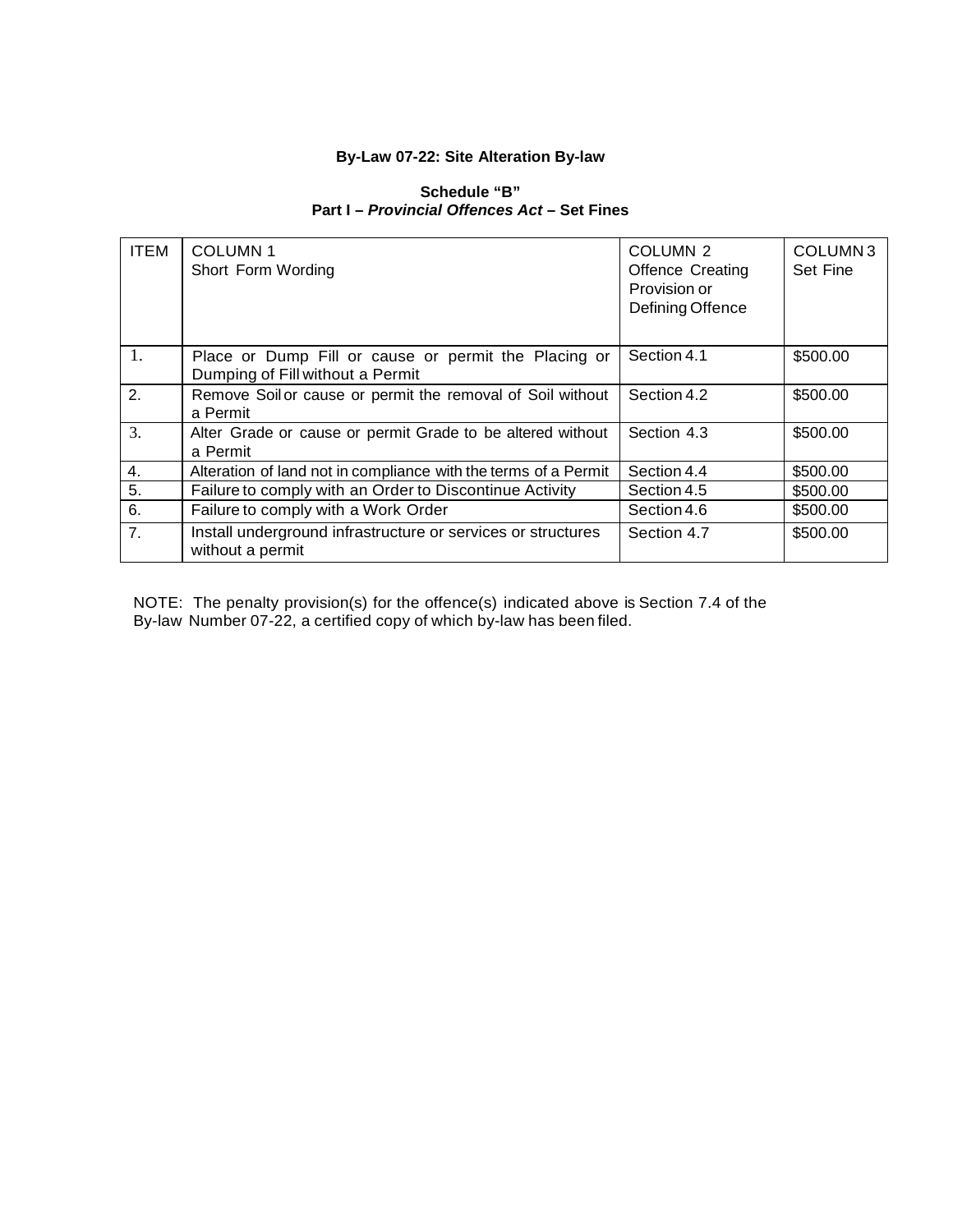**By-Law 07-22: Site Alteration By-law**

**Schedule "B"**
**Part I – *Provincial Offences Act* – Set Fines**

| ITEM | COLUMN 1<br>Short Form Wording | COLUMN 2<br>Offence Creating Provision or Defining Offence | COLUMN 3<br>Set Fine |
|---|---|---|---|
| 1. | Place or Dump Fill or cause or permit the Placing or Dumping of Fill without a Permit | Section 4.1 | $500.00 |
| 2. | Remove Soil or cause or permit the removal of Soil without a Permit | Section 4.2 | $500.00 |
| 3. | Alter Grade or cause or permit Grade to be altered without a Permit | Section 4.3 | $500.00 |
| 4. | Alteration of land not in compliance with the terms of a Permit | Section 4.4 | $500.00 |
| 5. | Failure to comply with an Order to Discontinue Activity | Section 4.5 | $500.00 |
| 6. | Failure to comply with a Work Order | Section 4.6 | $500.00 |
| 7. | Install underground infrastructure or services or structures without a permit | Section 4.7 | $500.00 |

NOTE: The penalty provision(s) for the offence(s) indicated above is Section 7.4 of the By-law Number 07-22, a certified copy of which by-law has been filed.